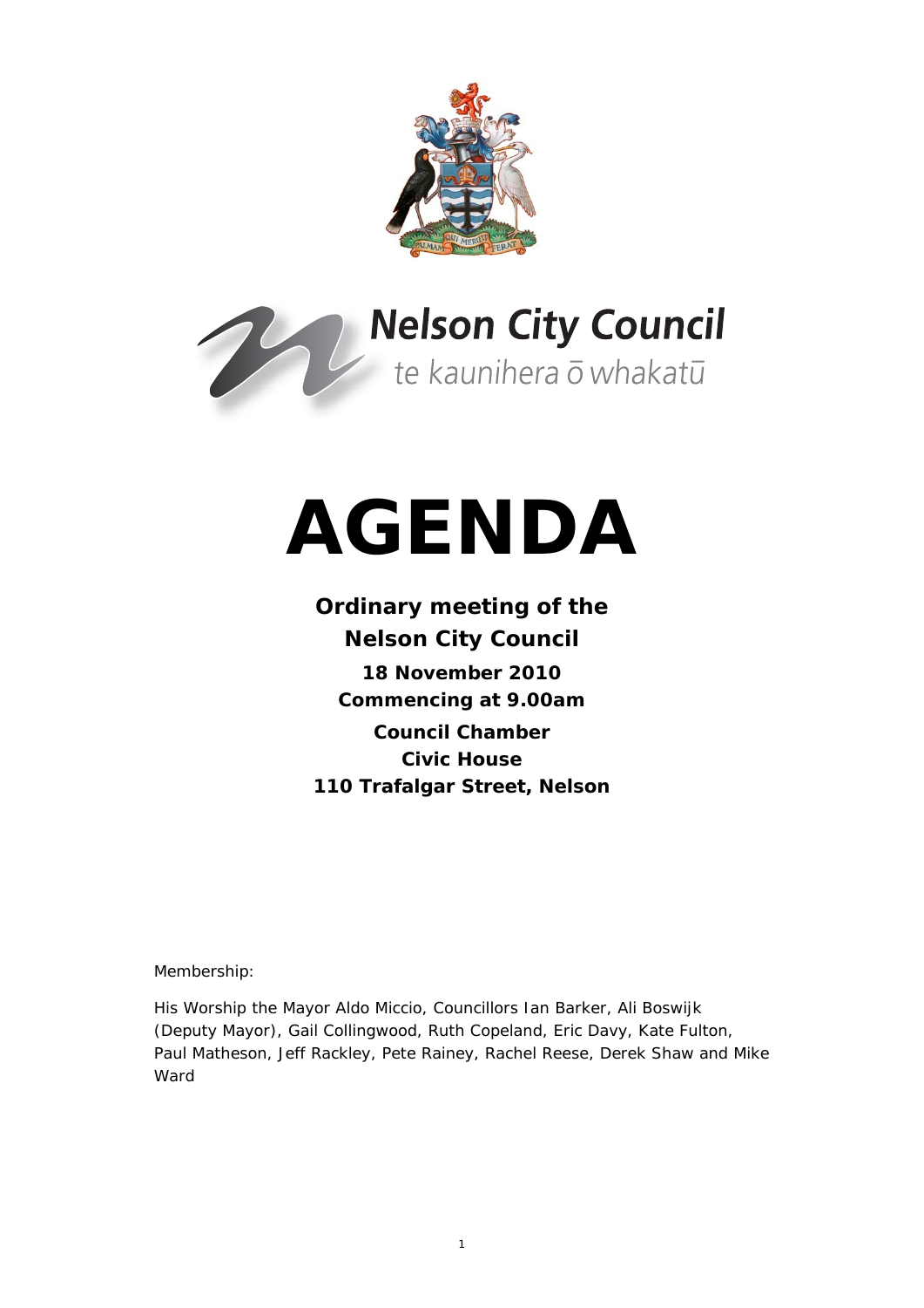Nelson City Council

te kaunihera ō whakatū

# AGENDA

**Ordinary meeting of the**
**Nelson City Council**

**18 November 2010**
**Commencing at 9.00am**

**Council Chamber**
**Civic House**
**110 Trafalgar Street, Nelson**

Membership:

His Worship the Mayor Aldo Miccio, Councillors Ian Barker, Ali Boswijk (Deputy Mayor), Gail Collingwood, Ruth Copeland, Eric Davy, Kate Fulton, Paul Matheson, Jeff Rackley, Pete Rainey, Rachel Reese, Derek Shaw and Mike Ward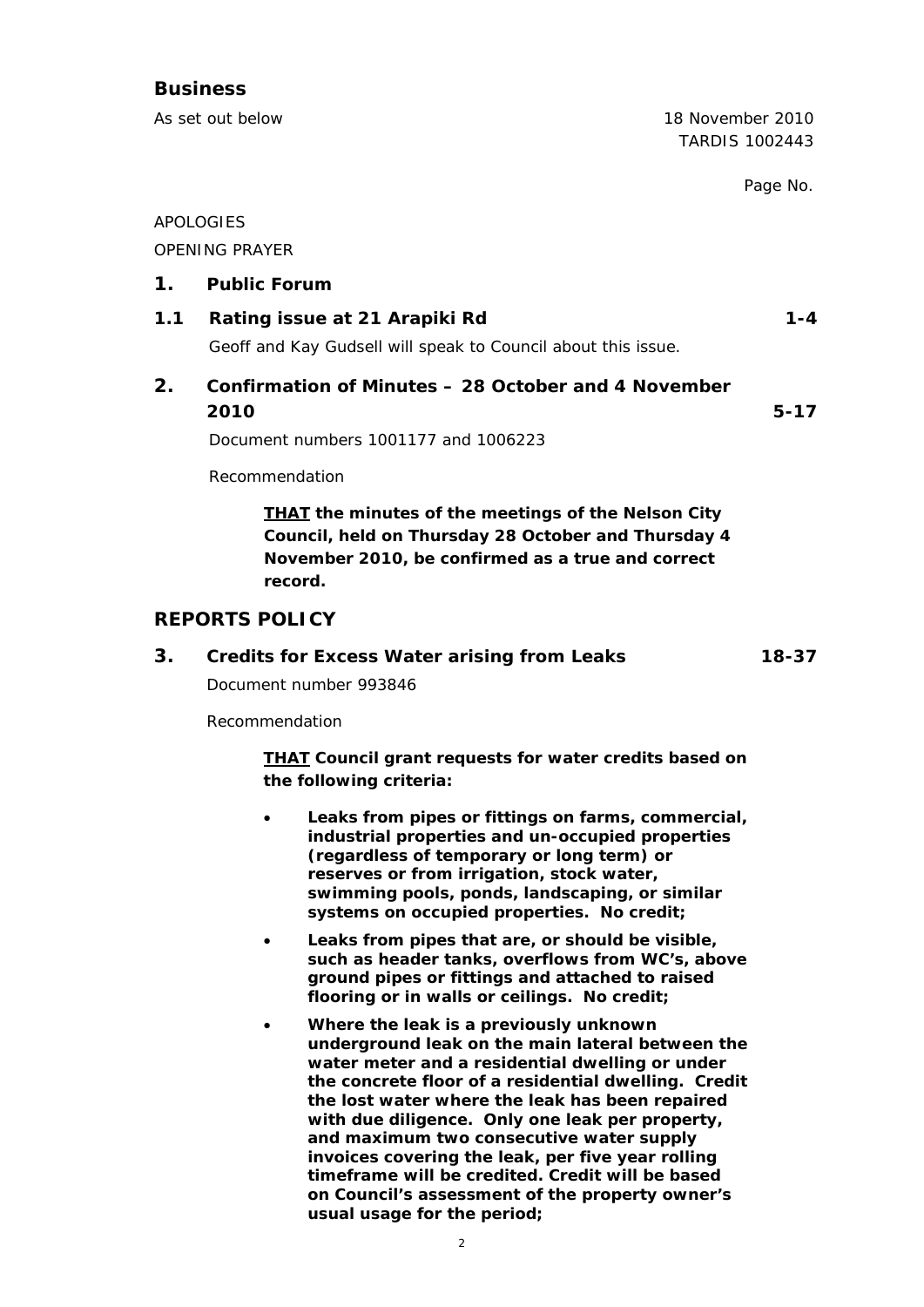## Business

As set out below

18 November 2010
TARDIS 1002443

Page No.

APOLOGIES

OPENING PRAYER

### 1. Public Forum

### 1.1 Rating issue at 21 Arapiki Rd — 1-4

Geoff and Kay Gudsell will speak to Council about this issue.

### 2. Confirmation of Minutes – 28 October and 4 November 2010 — 5-17

Document numbers 1001177 and 1006223

Recommendation

> **THAT the minutes of the meetings of the Nelson City Council, held on Thursday 28 October and Thursday 4 November 2010, be confirmed as a true and correct record.**

## REPORTS POLICY

### 3. Credits for Excess Water arising from Leaks — 18-37

Document number 993846

Recommendation

> **THAT Council grant requests for water credits based on the following criteria:**
>
> - **Leaks from pipes or fittings on farms, commercial, industrial properties and un-occupied properties (regardless of temporary or long term) or reserves or from irrigation, stock water, swimming pools, ponds, landscaping, or similar systems on occupied properties. No credit;**
> - **Leaks from pipes that are, or should be visible, such as header tanks, overflows from WC's, above ground pipes or fittings and attached to raised flooring or in walls or ceilings. No credit;**
> - **Where the leak is a previously unknown underground leak on the main lateral between the water meter and a residential dwelling or under the concrete floor of a residential dwelling. Credit the lost water where the leak has been repaired with due diligence. Only one leak per property, and maximum two consecutive water supply invoices covering the leak, per five year rolling timeframe will be credited. Credit will be based on Council's assessment of the property owner's usual usage for the period;**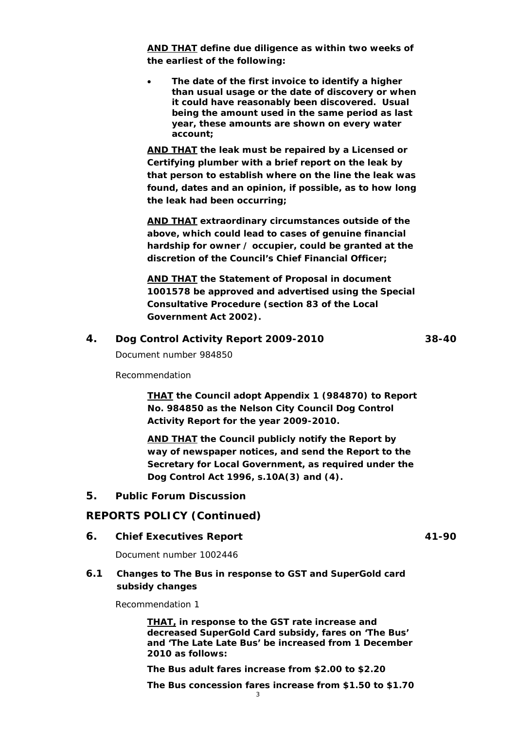**<u>AND THAT</u> define due diligence as within two weeks of the earliest of the following:**

- **The date of the first invoice to identify a higher than usual usage or the date of discovery or when it could have reasonably been discovered. Usual being the amount used in the same period as last year, these amounts are shown on every water account;**

**<u>AND THAT</u> the leak must be repaired by a Licensed or Certifying plumber with a brief report on the leak by that person to establish where on the line the leak was found, dates and an opinion, if possible, as to how long the leak had been occurring;**

**<u>AND THAT</u> extraordinary circumstances outside of the above, which could lead to cases of genuine financial hardship for owner / occupier, could be granted at the discretion of the Council's Chief Financial Officer;**

**<u>AND THAT</u> the Statement of Proposal in document 1001578 be approved and advertised using the Special Consultative Procedure (section 83 of the Local Government Act 2002).**

## 4. Dog Control Activity Report 2009-2010 38-40

Document number 984850

Recommendation

**<u>THAT</u> the Council adopt Appendix 1 (984870) to Report No. 984850 as the Nelson City Council Dog Control Activity Report for the year 2009-2010.**

**<u>AND THAT</u> the Council publicly notify the Report by way of newspaper notices, and send the Report to the Secretary for Local Government, as required under the Dog Control Act 1996, s.10A(3) and (4).**

## 5. Public Forum Discussion

# REPORTS POLICY (Continued)

## 6. Chief Executives Report 41-90

Document number 1002446

### 6.1 Changes to The Bus in response to GST and SuperGold card subsidy changes

Recommendation 1

**<u>THAT,</u> in response to the GST rate increase and decreased SuperGold Card subsidy, fares on 'The Bus' and 'The Late Late Bus' be increased from 1 December 2010 as follows:**

**The Bus adult fares increase from $2.00 to $2.20**

**The Bus concession fares increase from $1.50 to $1.70**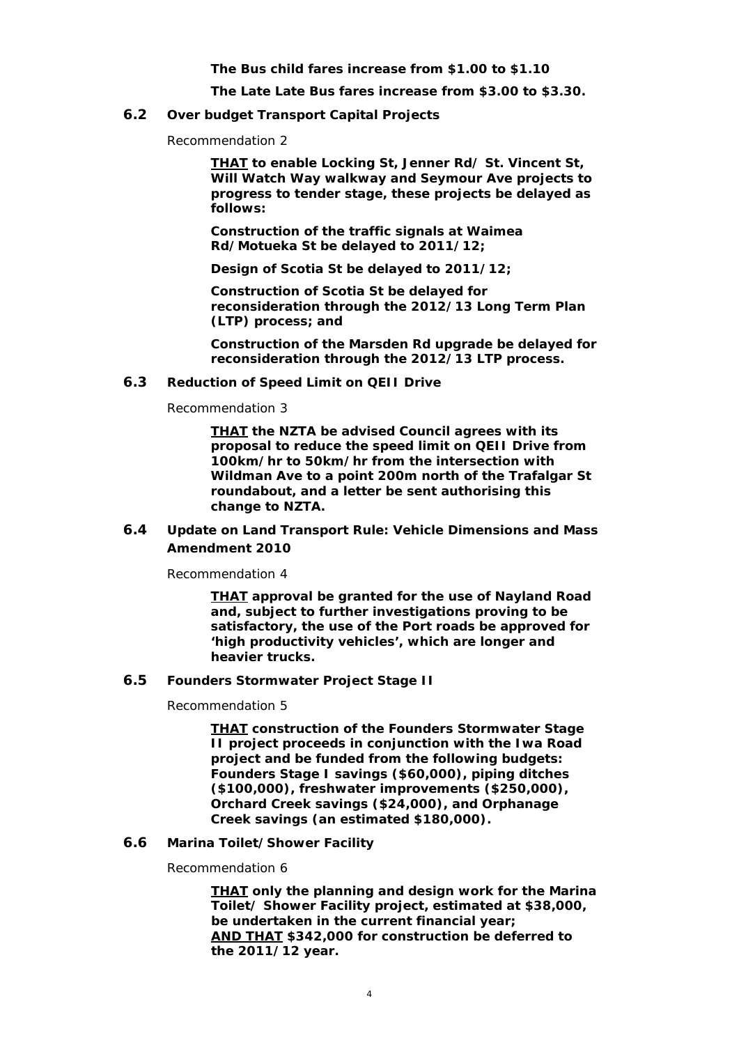**The Bus child fares increase from \$1.00 to \$1.10**

**The Late Late Bus fares increase from \$3.00 to \$3.30.**

### 6.2 Over budget Transport Capital Projects

Recommendation 2

**<u>THAT</u> to enable Locking St, Jenner Rd/ St. Vincent St, Will Watch Way walkway and Seymour Ave projects to progress to tender stage, these projects be delayed as follows:**

**Construction of the traffic signals at Waimea Rd/Motueka St be delayed to 2011/12;**

**Design of Scotia St be delayed to 2011/12;**

**Construction of Scotia St be delayed for reconsideration through the 2012/13 Long Term Plan (LTP) process; and**

**Construction of the Marsden Rd upgrade be delayed for reconsideration through the 2012/13 LTP process.**

### 6.3 Reduction of Speed Limit on QEII Drive

Recommendation 3

**<u>THAT</u> the NZTA be advised Council agrees with its proposal to reduce the speed limit on QEII Drive from 100km/hr to 50km/hr from the intersection with Wildman Ave to a point 200m north of the Trafalgar St roundabout, and a letter be sent authorising this change to NZTA.**

### 6.4 Update on Land Transport Rule: Vehicle Dimensions and Mass Amendment 2010

Recommendation 4

**<u>THAT</u> approval be granted for the use of Nayland Road and, subject to further investigations proving to be satisfactory, the use of the Port roads be approved for 'high productivity vehicles', which are longer and heavier trucks.**

### 6.5 Founders Stormwater Project Stage II

Recommendation 5

**<u>THAT</u> construction of the Founders Stormwater Stage II project proceeds in conjunction with the Iwa Road project and be funded from the following budgets: Founders Stage I savings (\$60,000), piping ditches (\$100,000), freshwater improvements (\$250,000), Orchard Creek savings (\$24,000), and Orphanage Creek savings (an estimated \$180,000).**

### 6.6 Marina Toilet/Shower Facility

Recommendation 6

**<u>THAT</u> only the planning and design work for the Marina Toilet/ Shower Facility project, estimated at \$38,000, be undertaken in the current financial year;**
**<u>AND THAT</u> \$342,000 for construction be deferred to the 2011/12 year.**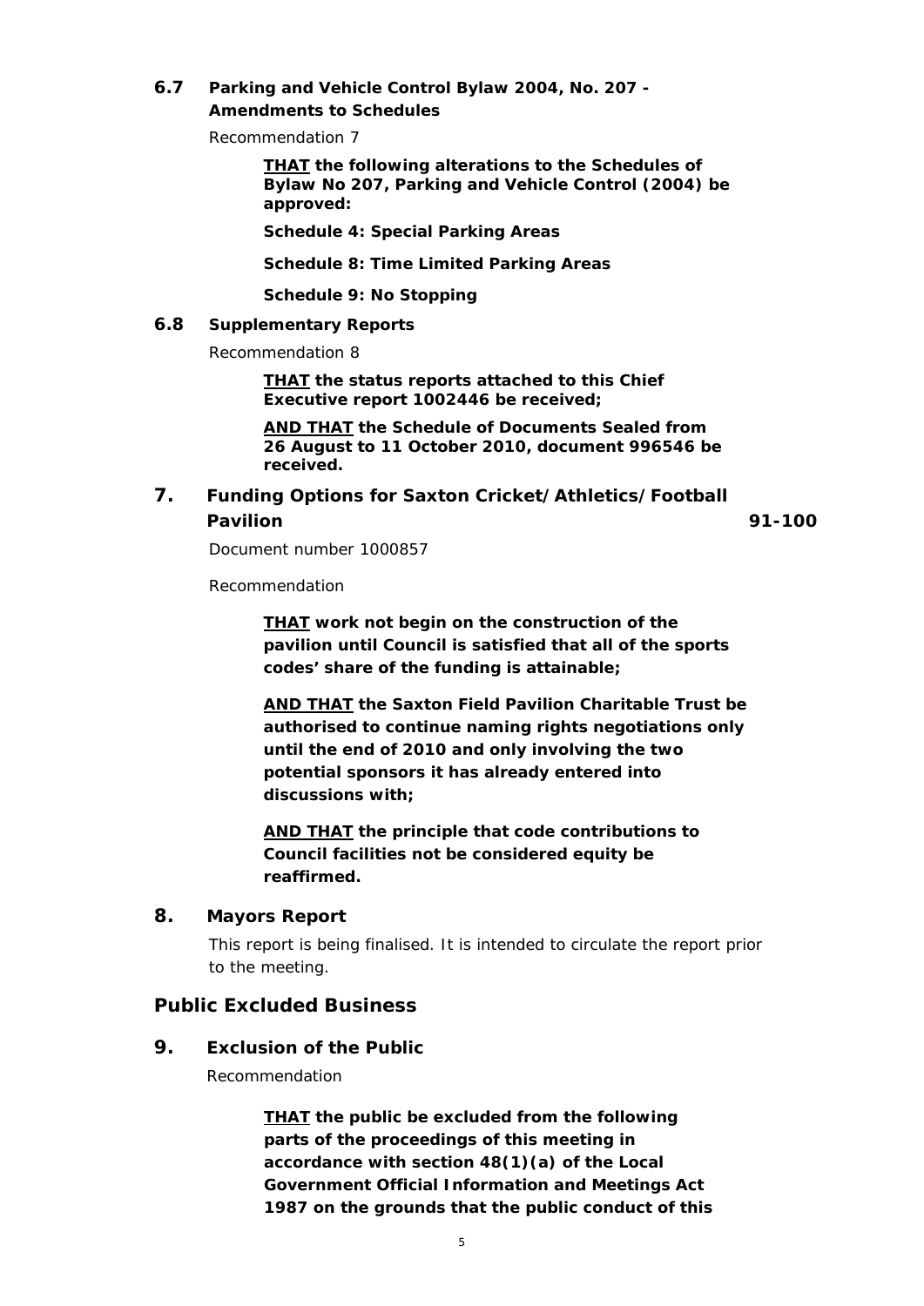### 6.7 Parking and Vehicle Control Bylaw 2004, No. 207 - Amendments to Schedules

Recommendation 7

> **<u>THAT</u> the following alterations to the Schedules of Bylaw No 207, Parking and Vehicle Control (2004) be approved:**
>
> **Schedule 4: Special Parking Areas**
>
> **Schedule 8: Time Limited Parking Areas**
>
> **Schedule 9: No Stopping**

### 6.8 Supplementary Reports

Recommendation 8

> **<u>THAT</u> the status reports attached to this Chief Executive report 1002446 be received;**
>
> **<u>AND THAT</u> the Schedule of Documents Sealed from 26 August to 11 October 2010, document 996546 be received.**

## 7. Funding Options for Saxton Cricket/Athletics/Football Pavilion — 91-100

Document number 1000857

Recommendation

> **<u>THAT</u> work not begin on the construction of the pavilion until Council is satisfied that all of the sports codes' share of the funding is attainable;**
>
> **<u>AND THAT</u> the Saxton Field Pavilion Charitable Trust be authorised to continue naming rights negotiations only until the end of 2010 and only involving the two potential sponsors it has already entered into discussions with;**
>
> **<u>AND THAT</u> the principle that code contributions to Council facilities not be considered equity be reaffirmed.**

## 8. Mayors Report

This report is being finalised. It is intended to circulate the report prior to the meeting.

# Public Excluded Business

## 9. Exclusion of the Public

Recommendation

> **<u>THAT</u> the public be excluded from the following parts of the proceedings of this meeting in accordance with section 48(1)(a) of the Local Government Official Information and Meetings Act 1987 on the grounds that the public conduct of this**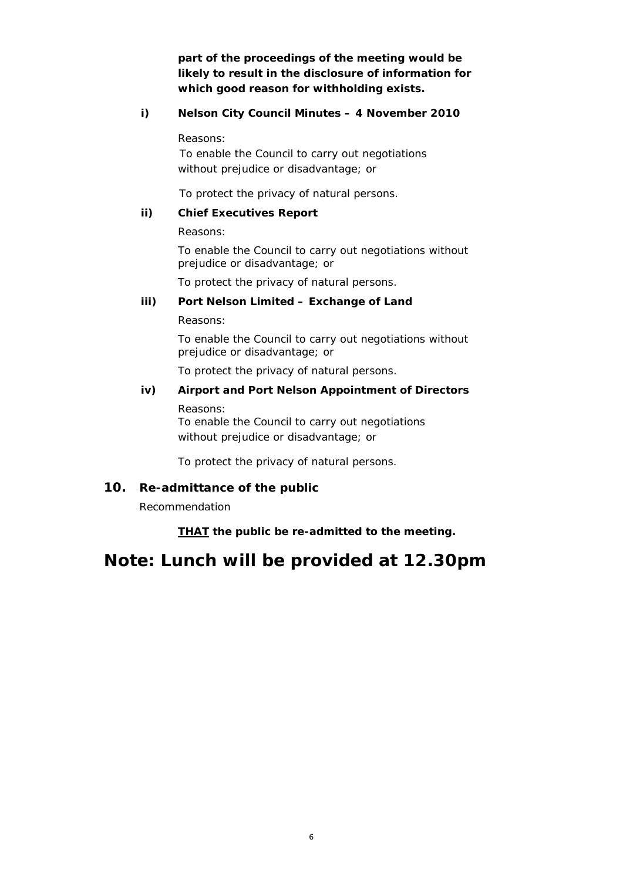**part of the proceedings of the meeting would be likely to result in the disclosure of information for which good reason for withholding exists.**

**i) Nelson City Council Minutes – 4 November 2010**

Reasons:

To enable the Council to carry out negotiations without prejudice or disadvantage; or

To protect the privacy of natural persons.

**ii) Chief Executives Report**

Reasons:

To enable the Council to carry out negotiations without prejudice or disadvantage; or

To protect the privacy of natural persons.

**iii) Port Nelson Limited – Exchange of Land**

Reasons:

To enable the Council to carry out negotiations without prejudice or disadvantage; or

To protect the privacy of natural persons.

**iv) Airport and Port Nelson Appointment of Directors**

Reasons:

To enable the Council to carry out negotiations without prejudice or disadvantage; or

To protect the privacy of natural persons.

## 10. Re-admittance of the public

Recommendation

**<u>THAT</u> the public be re-admitted to the meeting.**

# Note: Lunch will be provided at 12.30pm